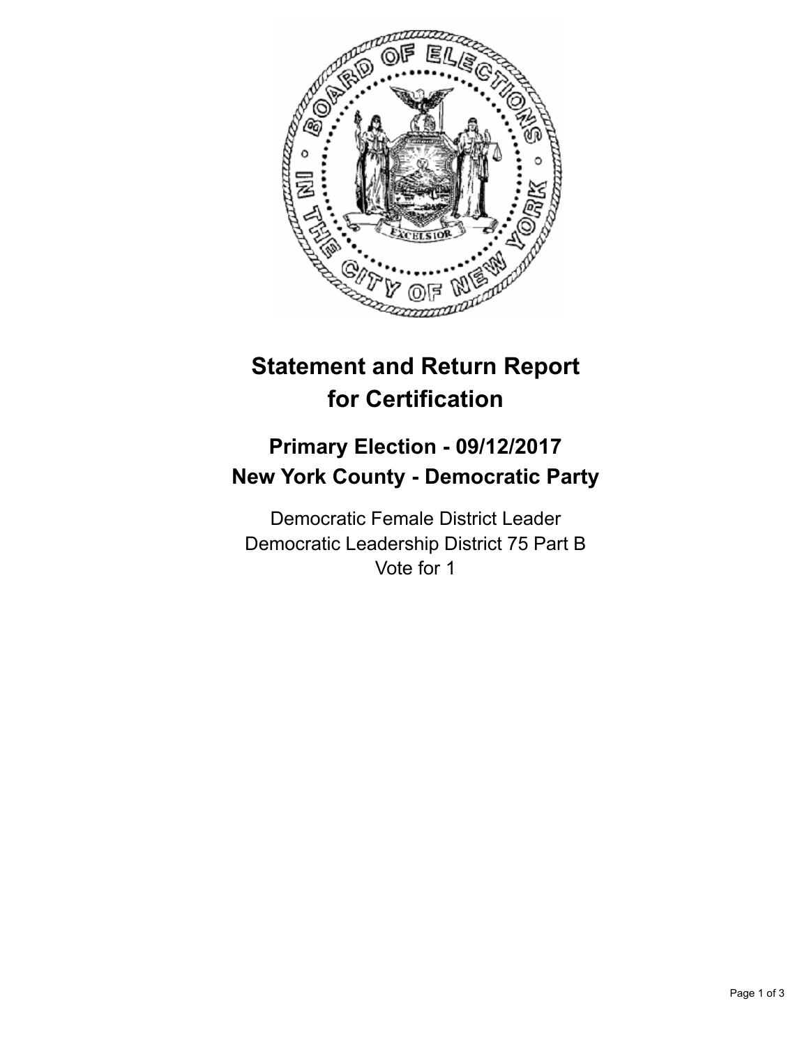# Statement and Return Report for Certification

## Primary Election - 09/12/2017
## New York County - Democratic Party

Democratic Female District Leader
Democratic Leadership District 75 Part B
Vote for 1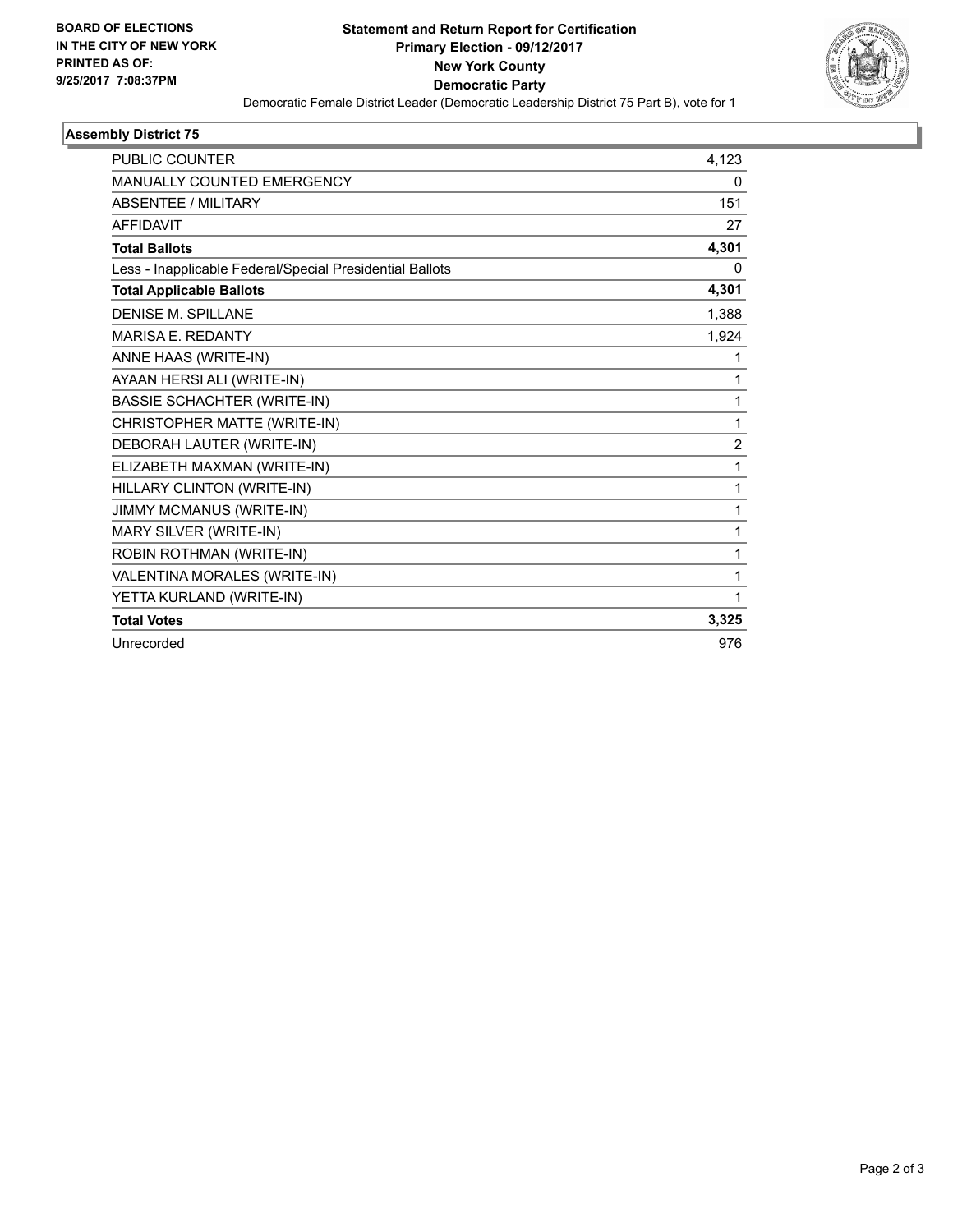BOARD OF ELECTIONS
IN THE CITY OF NEW YORK
PRINTED AS OF:
9/25/2017 7:08:37PM

**Statement and Return Report for Certification**
**Primary Election - 09/12/2017**
**New York County**
**Democratic Party**
Democratic Female District Leader (Democratic Leadership District 75 Part B), vote for 1

### Assembly District 75

| | |
|---|---|
| PUBLIC COUNTER | 4,123 |
| MANUALLY COUNTED EMERGENCY | 0 |
| ABSENTEE / MILITARY | 151 |
| AFFIDAVIT | 27 |
| **Total Ballots** | **4,301** |
| Less - Inapplicable Federal/Special Presidential Ballots | 0 |
| **Total Applicable Ballots** | **4,301** |
| DENISE M. SPILLANE | 1,388 |
| MARISA E. REDANTY | 1,924 |
| ANNE HAAS (WRITE-IN) | 1 |
| AYAAN HERSI ALI (WRITE-IN) | 1 |
| BASSIE SCHACHTER (WRITE-IN) | 1 |
| CHRISTOPHER MATTE (WRITE-IN) | 1 |
| DEBORAH LAUTER (WRITE-IN) | 2 |
| ELIZABETH MAXMAN (WRITE-IN) | 1 |
| HILLARY CLINTON (WRITE-IN) | 1 |
| JIMMY MCMANUS (WRITE-IN) | 1 |
| MARY SILVER (WRITE-IN) | 1 |
| ROBIN ROTHMAN (WRITE-IN) | 1 |
| VALENTINA MORALES (WRITE-IN) | 1 |
| YETTA KURLAND (WRITE-IN) | 1 |
| **Total Votes** | **3,325** |
| Unrecorded | 976 |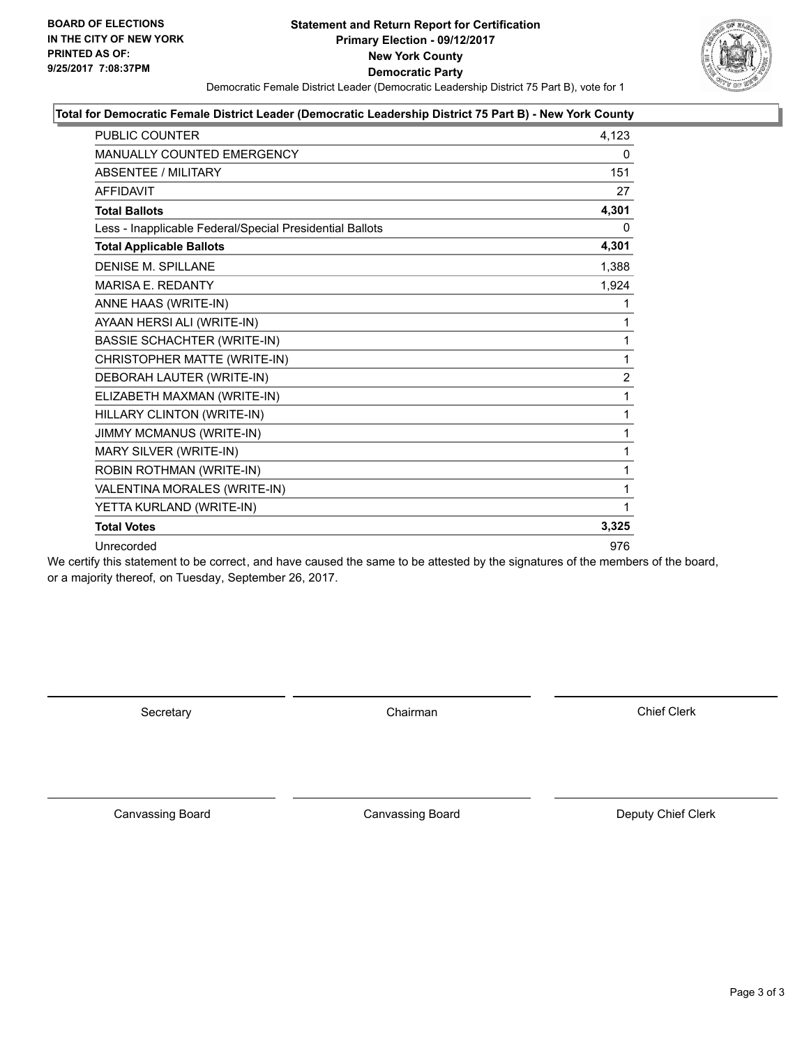**BOARD OF ELECTIONS IN THE CITY OF NEW YORK PRINTED AS OF: 9/25/2017 7:08:37PM**

# Statement and Return Report for Certification
## Primary Election - 09/12/2017
## New York County
## Democratic Party

Democratic Female District Leader (Democratic Leadership District 75 Part B), vote for 1

**Total for Democratic Female District Leader (Democratic Leadership District 75 Part B) - New York County**

| | |
|---|---|
| PUBLIC COUNTER | 4,123 |
| MANUALLY COUNTED EMERGENCY | 0 |
| ABSENTEE / MILITARY | 151 |
| AFFIDAVIT | 27 |
| **Total Ballots** | **4,301** |
| Less - Inapplicable Federal/Special Presidential Ballots | 0 |
| **Total Applicable Ballots** | **4,301** |
| DENISE M. SPILLANE | 1,388 |
| MARISA E. REDANTY | 1,924 |
| ANNE HAAS (WRITE-IN) | 1 |
| AYAAN HERSI ALI (WRITE-IN) | 1 |
| BASSIE SCHACHTER (WRITE-IN) | 1 |
| CHRISTOPHER MATTE (WRITE-IN) | 1 |
| DEBORAH LAUTER (WRITE-IN) | 2 |
| ELIZABETH MAXMAN (WRITE-IN) | 1 |
| HILLARY CLINTON (WRITE-IN) | 1 |
| JIMMY MCMANUS (WRITE-IN) | 1 |
| MARY SILVER (WRITE-IN) | 1 |
| ROBIN ROTHMAN (WRITE-IN) | 1 |
| VALENTINA MORALES (WRITE-IN) | 1 |
| YETTA KURLAND (WRITE-IN) | 1 |
| **Total Votes** | **3,325** |
| Unrecorded | 976 |

We certify this statement to be correct, and have caused the same to be attested by the signatures of the members of the board, or a majority thereof, on Tuesday, September 26, 2017.

Secretary

Chairman

Chief Clerk

Canvassing Board

Canvassing Board

Deputy Chief Clerk